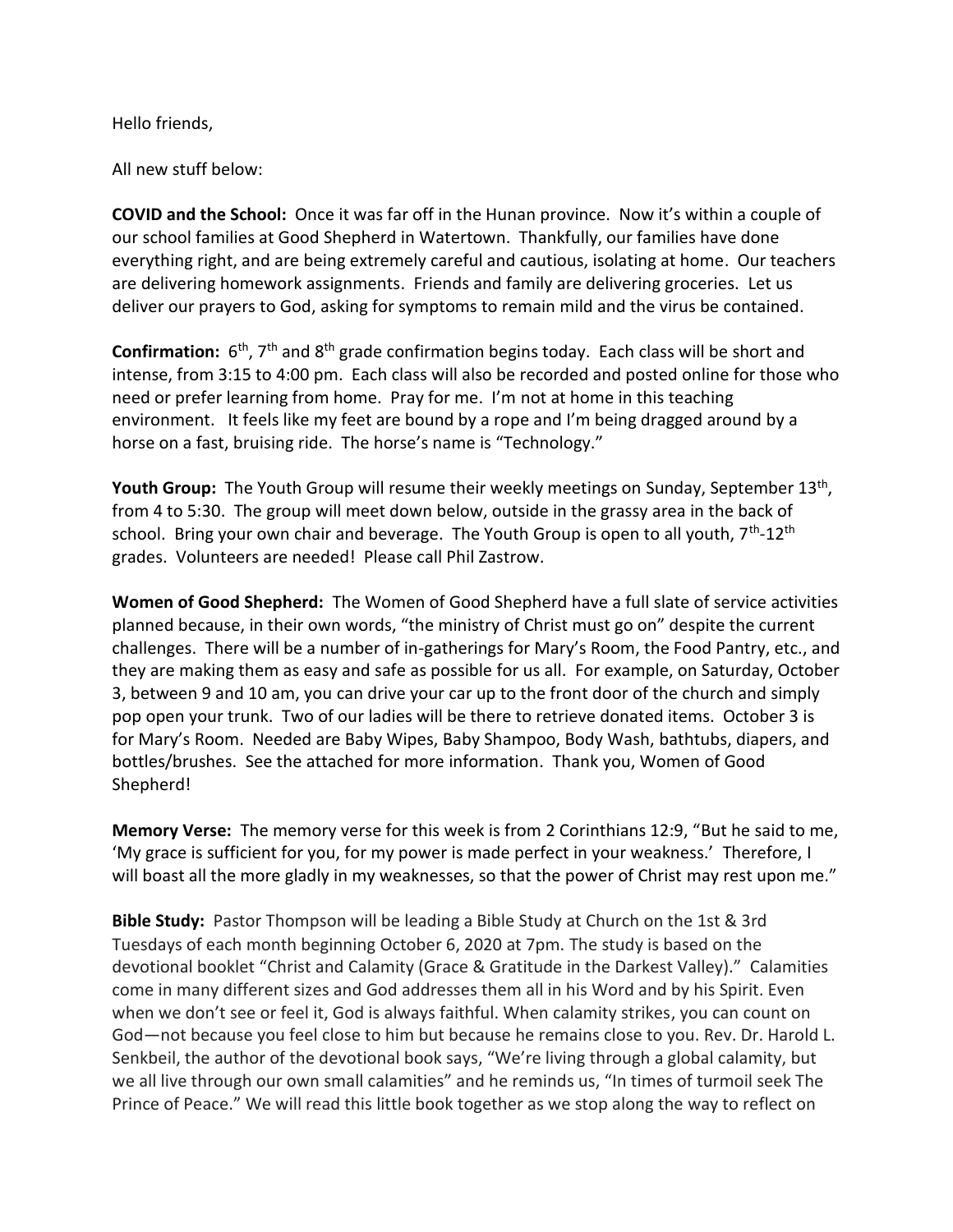Hello friends,

All new stuff below:

**COVID and the School:** Once it was far off in the Hunan province. Now it's within a couple of our school families at Good Shepherd in Watertown. Thankfully, our families have done everything right, and are being extremely careful and cautious, isolating at home. Our teachers are delivering homework assignments. Friends and family are delivering groceries. Let us deliver our prayers to God, asking for symptoms to remain mild and the virus be contained.

**Confirmation:** 6th, 7th and 8th grade confirmation begins today. Each class will be short and intense, from 3:15 to 4:00 pm. Each class will also be recorded and posted online for those who need or prefer learning from home. Pray for me. I'm not at home in this teaching environment. It feels like my feet are bound by a rope and I'm being dragged around by a horse on a fast, bruising ride. The horse's name is "Technology."

**Youth Group:** The Youth Group will resume their weekly meetings on Sunday, September 13th, from 4 to 5:30. The group will meet down below, outside in the grassy area in the back of school. Bring your own chair and beverage. The Youth Group is open to all youth, 7th-12th grades. Volunteers are needed! Please call Phil Zastrow.

**Women of Good Shepherd:** The Women of Good Shepherd have a full slate of service activities planned because, in their own words, "the ministry of Christ must go on" despite the current challenges. There will be a number of in-gatherings for Mary's Room, the Food Pantry, etc., and they are making them as easy and safe as possible for us all. For example, on Saturday, October 3, between 9 and 10 am, you can drive your car up to the front door of the church and simply pop open your trunk. Two of our ladies will be there to retrieve donated items. October 3 is for Mary's Room. Needed are Baby Wipes, Baby Shampoo, Body Wash, bathtubs, diapers, and bottles/brushes. See the attached for more information. Thank you, Women of Good Shepherd!

**Memory Verse:** The memory verse for this week is from 2 Corinthians 12:9, "But he said to me, 'My grace is sufficient for you, for my power is made perfect in your weakness.' Therefore, I will boast all the more gladly in my weaknesses, so that the power of Christ may rest upon me."

**Bible Study:** Pastor Thompson will be leading a Bible Study at Church on the 1st & 3rd Tuesdays of each month beginning October 6, 2020 at 7pm. The study is based on the devotional booklet "Christ and Calamity (Grace & Gratitude in the Darkest Valley)." Calamities come in many different sizes and God addresses them all in his Word and by his Spirit. Even when we don't see or feel it, God is always faithful. When calamity strikes, you can count on God—not because you feel close to him but because he remains close to you. Rev. Dr. Harold L. Senkbeil, the author of the devotional book says, "We're living through a global calamity, but we all live through our own small calamities" and he reminds us, "In times of turmoil seek The Prince of Peace." We will read this little book together as we stop along the way to reflect on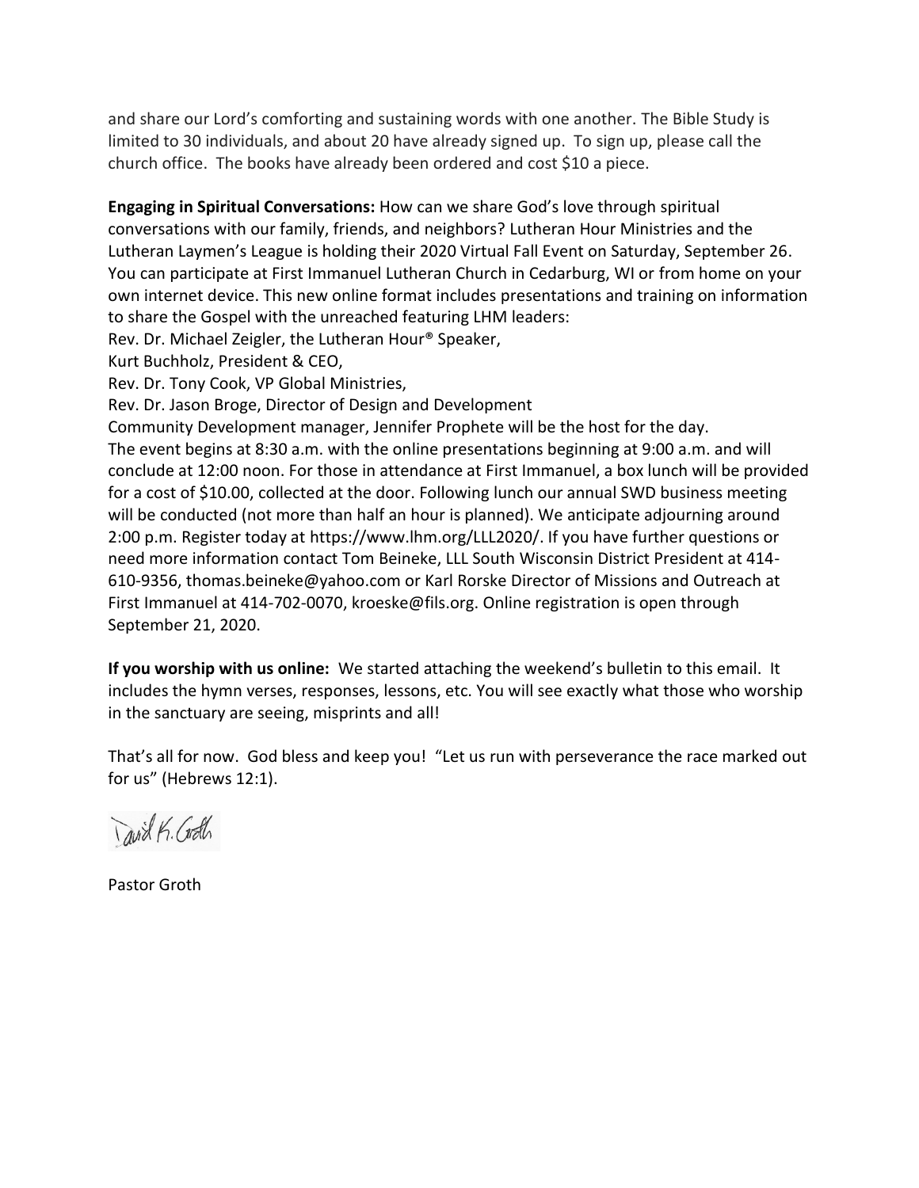and share our Lord's comforting and sustaining words with one another. The Bible Study is limited to 30 individuals, and about 20 have already signed up. To sign up, please call the church office. The books have already been ordered and cost $10 a piece.

**Engaging in Spiritual Conversations:** How can we share God's love through spiritual conversations with our family, friends, and neighbors? Lutheran Hour Ministries and the Lutheran Laymen's League is holding their 2020 Virtual Fall Event on Saturday, September 26. You can participate at First Immanuel Lutheran Church in Cedarburg, WI or from home on your own internet device. This new online format includes presentations and training on information to share the Gospel with the unreached featuring LHM leaders:
Rev. Dr. Michael Zeigler, the Lutheran Hour® Speaker,
Kurt Buchholz, President & CEO,
Rev. Dr. Tony Cook, VP Global Ministries,
Rev. Dr. Jason Broge, Director of Design and Development
Community Development manager, Jennifer Prophete will be the host for the day.
The event begins at 8:30 a.m. with the online presentations beginning at 9:00 a.m. and will conclude at 12:00 noon. For those in attendance at First Immanuel, a box lunch will be provided for a cost of $10.00, collected at the door. Following lunch our annual SWD business meeting will be conducted (not more than half an hour is planned). We anticipate adjourning around 2:00 p.m. Register today at https://www.lhm.org/LLL2020/. If you have further questions or need more information contact Tom Beineke, LLL South Wisconsin District President at 414-610-9356, thomas.beineke@yahoo.com or Karl Rorske Director of Missions and Outreach at First Immanuel at 414-702-0070, kroeske@fils.org. Online registration is open through September 21, 2020.

**If you worship with us online:** We started attaching the weekend's bulletin to this email. It includes the hymn verses, responses, lessons, etc. You will see exactly what those who worship in the sanctuary are seeing, misprints and all!

That's all for now. God bless and keep you! "Let us run with perseverance the race marked out for us" (Hebrews 12:1).

David K. Groth

Pastor Groth